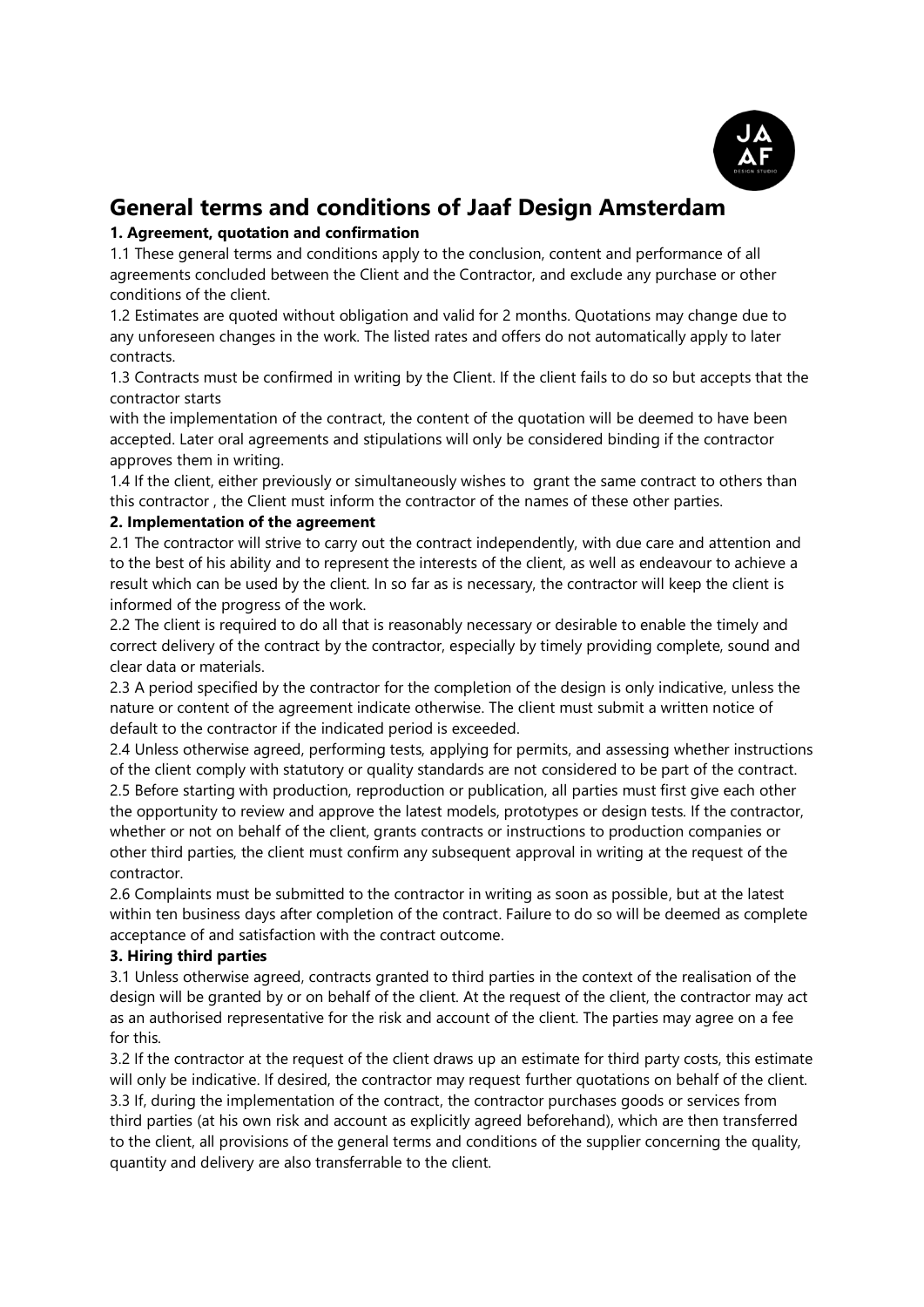# General terms and conditions of Jaaf Design Amsterdam

**1. Agreement, quotation and confirmation**

1.1 These general terms and conditions apply to the conclusion, content and performance of all agreements concluded between the Client and the Contractor, and exclude any purchase or other conditions of the client.

1.2 Estimates are quoted without obligation and valid for 2 months. Quotations may change due to any unforeseen changes in the work. The listed rates and offers do not automatically apply to later contracts.

1.3 Contracts must be confirmed in writing by the Client. If the client fails to do so but accepts that the contractor starts with the implementation of the contract, the content of the quotation will be deemed to have been accepted. Later oral agreements and stipulations will only be considered binding if the contractor approves them in writing.

1.4 If the client, either previously or simultaneously wishes to grant the same contract to others than this contractor , the Client must inform the contractor of the names of these other parties.

**2. Implementation of the agreement**

2.1 The contractor will strive to carry out the contract independently, with due care and attention and to the best of his ability and to represent the interests of the client, as well as endeavour to achieve a result which can be used by the client. In so far as is necessary, the contractor will keep the client is informed of the progress of the work.

2.2 The client is required to do all that is reasonably necessary or desirable to enable the timely and correct delivery of the contract by the contractor, especially by timely providing complete, sound and clear data or materials.

2.3 A period specified by the contractor for the completion of the design is only indicative, unless the nature or content of the agreement indicate otherwise. The client must submit a written notice of default to the contractor if the indicated period is exceeded.

2.4 Unless otherwise agreed, performing tests, applying for permits, and assessing whether instructions of the client comply with statutory or quality standards are not considered to be part of the contract.

2.5 Before starting with production, reproduction or publication, all parties must first give each other the opportunity to review and approve the latest models, prototypes or design tests. If the contractor, whether or not on behalf of the client, grants contracts or instructions to production companies or other third parties, the client must confirm any subsequent approval in writing at the request of the contractor.

2.6 Complaints must be submitted to the contractor in writing as soon as possible, but at the latest within ten business days after completion of the contract. Failure to do so will be deemed as complete acceptance of and satisfaction with the contract outcome.

**3. Hiring third parties**

3.1 Unless otherwise agreed, contracts granted to third parties in the context of the realisation of the design will be granted by or on behalf of the client. At the request of the client, the contractor may act as an authorised representative for the risk and account of the client. The parties may agree on a fee for this.

3.2 If the contractor at the request of the client draws up an estimate for third party costs, this estimate will only be indicative. If desired, the contractor may request further quotations on behalf of the client.

3.3 If, during the implementation of the contract, the contractor purchases goods or services from third parties (at his own risk and account as explicitly agreed beforehand), which are then transferred to the client, all provisions of the general terms and conditions of the supplier concerning the quality, quantity and delivery are also transferrable to the client.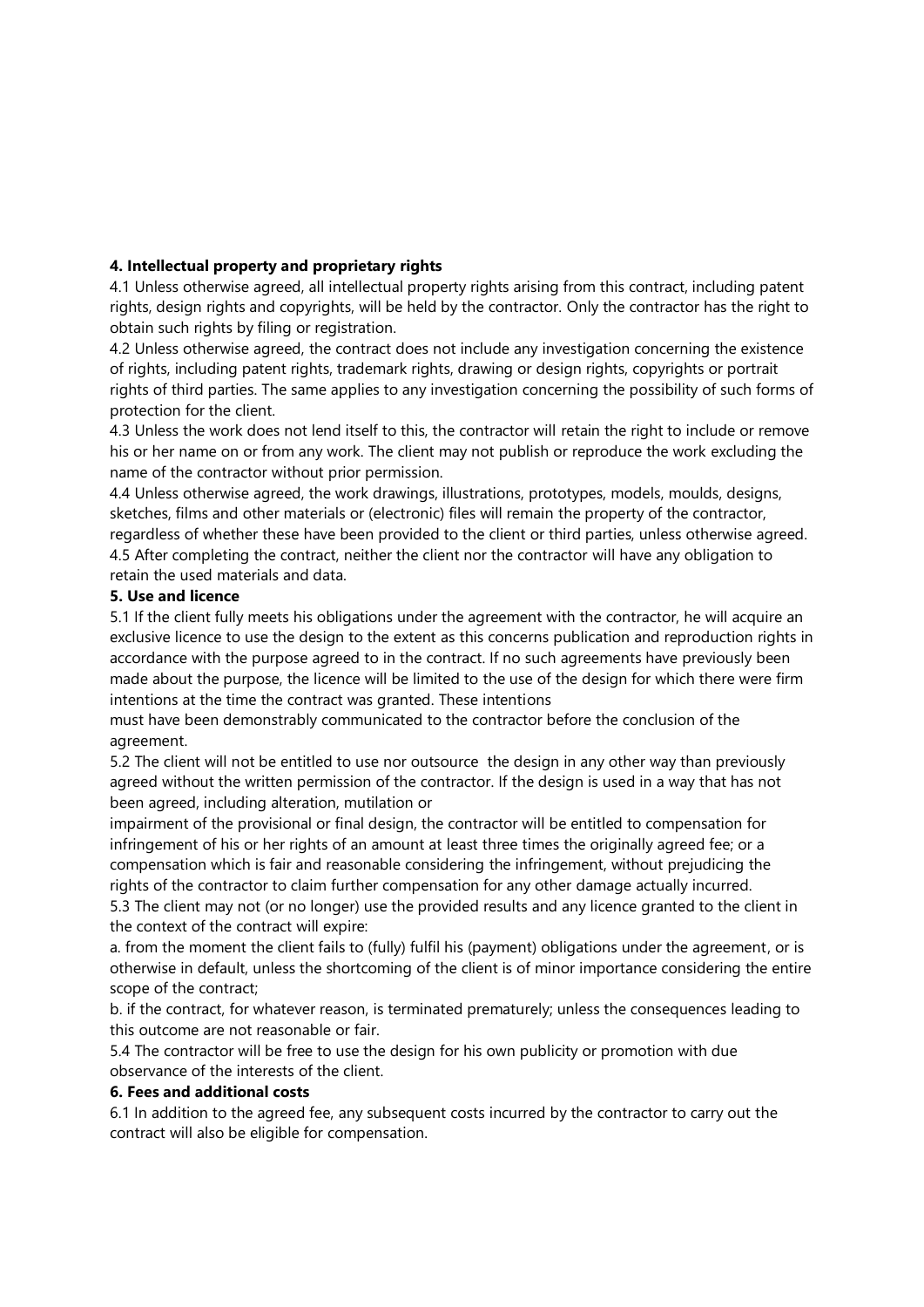**4. Intellectual property and proprietary rights**

4.1 Unless otherwise agreed, all intellectual property rights arising from this contract, including patent rights, design rights and copyrights, will be held by the contractor. Only the contractor has the right to obtain such rights by filing or registration.

4.2 Unless otherwise agreed, the contract does not include any investigation concerning the existence of rights, including patent rights, trademark rights, drawing or design rights, copyrights or portrait rights of third parties. The same applies to any investigation concerning the possibility of such forms of protection for the client.

4.3 Unless the work does not lend itself to this, the contractor will retain the right to include or remove his or her name on or from any work. The client may not publish or reproduce the work excluding the name of the contractor without prior permission.

4.4 Unless otherwise agreed, the work drawings, illustrations, prototypes, models, moulds, designs, sketches, films and other materials or (electronic) files will remain the property of the contractor, regardless of whether these have been provided to the client or third parties, unless otherwise agreed.

4.5 After completing the contract, neither the client nor the contractor will have any obligation to retain the used materials and data.

**5. Use and licence**

5.1 If the client fully meets his obligations under the agreement with the contractor, he will acquire an exclusive licence to use the design to the extent as this concerns publication and reproduction rights in accordance with the purpose agreed to in the contract. If no such agreements have previously been made about the purpose, the licence will be limited to the use of the design for which there were firm intentions at the time the contract was granted. These intentions must have been demonstrably communicated to the contractor before the conclusion of the agreement.

5.2 The client will not be entitled to use nor outsource the design in any other way than previously agreed without the written permission of the contractor. If the design is used in a way that has not been agreed, including alteration, mutilation or impairment of the provisional or final design, the contractor will be entitled to compensation for infringement of his or her rights of an amount at least three times the originally agreed fee; or a compensation which is fair and reasonable considering the infringement, without prejudicing the rights of the contractor to claim further compensation for any other damage actually incurred.

5.3 The client may not (or no longer) use the provided results and any licence granted to the client in the context of the contract will expire:

a. from the moment the client fails to (fully) fulfil his (payment) obligations under the agreement, or is otherwise in default, unless the shortcoming of the client is of minor importance considering the entire scope of the contract;

b. if the contract, for whatever reason, is terminated prematurely; unless the consequences leading to this outcome are not reasonable or fair.

5.4 The contractor will be free to use the design for his own publicity or promotion with due observance of the interests of the client.

**6. Fees and additional costs**

6.1 In addition to the agreed fee, any subsequent costs incurred by the contractor to carry out the contract will also be eligible for compensation.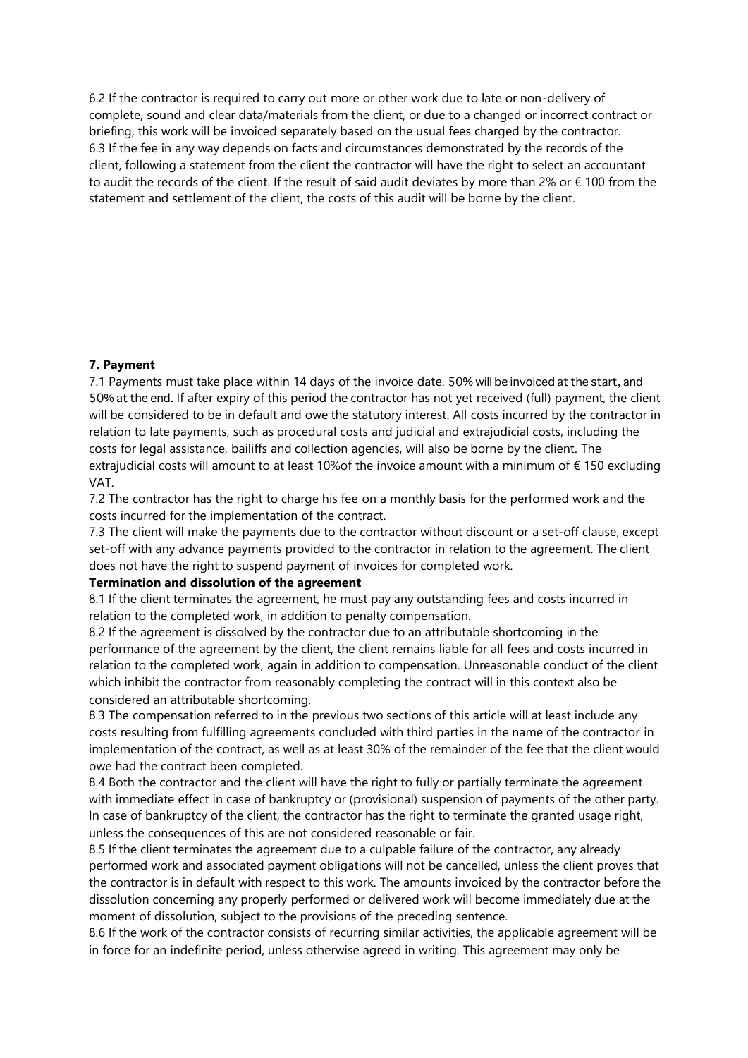6.2 If the contractor is required to carry out more or other work due to late or non-delivery of complete, sound and clear data/materials from the client, or due to a changed or incorrect contract or briefing, this work will be invoiced separately based on the usual fees charged by the contractor.
6.3 If the fee in any way depends on facts and circumstances demonstrated by the records of the client, following a statement from the client the contractor will have the right to select an accountant to audit the records of the client. If the result of said audit deviates by more than 2% or € 100 from the statement and settlement of the client, the costs of this audit will be borne by the client.

**7. Payment**

7.1 Payments must take place within 14 days of the invoice date. 50% will be invoiced at the start, and 50% at the end. If after expiry of this period the contractor has not yet received (full) payment, the client will be considered to be in default and owe the statutory interest. All costs incurred by the contractor in relation to late payments, such as procedural costs and judicial and extrajudicial costs, including the costs for legal assistance, bailiffs and collection agencies, will also be borne by the client. The extrajudicial costs will amount to at least 10%of the invoice amount with a minimum of € 150 excluding VAT.
7.2 The contractor has the right to charge his fee on a monthly basis for the performed work and the costs incurred for the implementation of the contract.
7.3 The client will make the payments due to the contractor without discount or a set-off clause, except set-off with any advance payments provided to the contractor in relation to the agreement. The client does not have the right to suspend payment of invoices for completed work.

**Termination and dissolution of the agreement**

8.1 If the client terminates the agreement, he must pay any outstanding fees and costs incurred in relation to the completed work, in addition to penalty compensation.
8.2 If the agreement is dissolved by the contractor due to an attributable shortcoming in the performance of the agreement by the client, the client remains liable for all fees and costs incurred in relation to the completed work, again in addition to compensation. Unreasonable conduct of the client which inhibit the contractor from reasonably completing the contract will in this context also be considered an attributable shortcoming.
8.3 The compensation referred to in the previous two sections of this article will at least include any costs resulting from fulfilling agreements concluded with third parties in the name of the contractor in implementation of the contract, as well as at least 30% of the remainder of the fee that the client would owe had the contract been completed.
8.4 Both the contractor and the client will have the right to fully or partially terminate the agreement with immediate effect in case of bankruptcy or (provisional) suspension of payments of the other party. In case of bankruptcy of the client, the contractor has the right to terminate the granted usage right, unless the consequences of this are not considered reasonable or fair.
8.5 If the client terminates the agreement due to a culpable failure of the contractor, any already performed work and associated payment obligations will not be cancelled, unless the client proves that the contractor is in default with respect to this work. The amounts invoiced by the contractor before the dissolution concerning any properly performed or delivered work will become immediately due at the moment of dissolution, subject to the provisions of the preceding sentence.
8.6 If the work of the contractor consists of recurring similar activities, the applicable agreement will be in force for an indefinite period, unless otherwise agreed in writing. This agreement may only be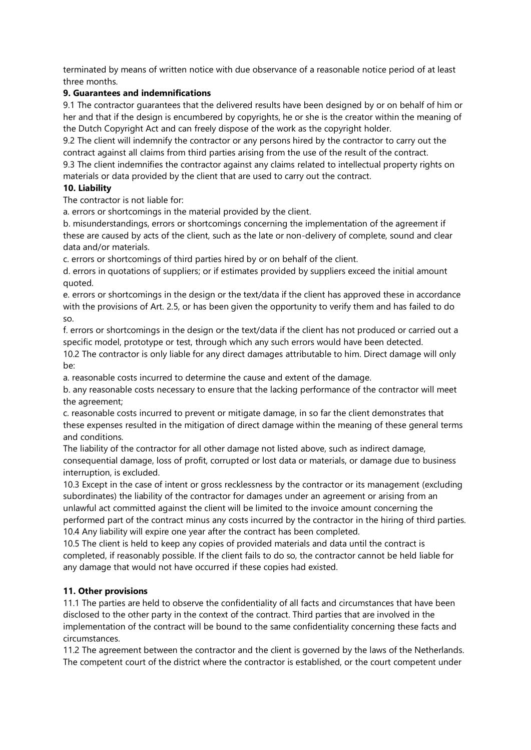terminated by means of written notice with due observance of a reasonable notice period of at least three months.

**9. Guarantees and indemnifications**

9.1 The contractor guarantees that the delivered results have been designed by or on behalf of him or her and that if the design is encumbered by copyrights, he or she is the creator within the meaning of the Dutch Copyright Act and can freely dispose of the work as the copyright holder.

9.2 The client will indemnify the contractor or any persons hired by the contractor to carry out the contract against all claims from third parties arising from the use of the result of the contract.

9.3 The client indemnifies the contractor against any claims related to intellectual property rights on materials or data provided by the client that are used to carry out the contract.

**10. Liability**

The contractor is not liable for:

a. errors or shortcomings in the material provided by the client.

b. misunderstandings, errors or shortcomings concerning the implementation of the agreement if these are caused by acts of the client, such as the late or non-delivery of complete, sound and clear data and/or materials.

c. errors or shortcomings of third parties hired by or on behalf of the client.

d. errors in quotations of suppliers; or if estimates provided by suppliers exceed the initial amount quoted.

e. errors or shortcomings in the design or the text/data if the client has approved these in accordance with the provisions of Art. 2.5, or has been given the opportunity to verify them and has failed to do so.

f. errors or shortcomings in the design or the text/data if the client has not produced or carried out a specific model, prototype or test, through which any such errors would have been detected.

10.2 The contractor is only liable for any direct damages attributable to him. Direct damage will only be:

a. reasonable costs incurred to determine the cause and extent of the damage.

b. any reasonable costs necessary to ensure that the lacking performance of the contractor will meet the agreement;

c. reasonable costs incurred to prevent or mitigate damage, in so far the client demonstrates that these expenses resulted in the mitigation of direct damage within the meaning of these general terms and conditions.

The liability of the contractor for all other damage not listed above, such as indirect damage, consequential damage, loss of profit, corrupted or lost data or materials, or damage due to business interruption, is excluded.

10.3 Except in the case of intent or gross recklessness by the contractor or its management (excluding subordinates) the liability of the contractor for damages under an agreement or arising from an unlawful act committed against the client will be limited to the invoice amount concerning the performed part of the contract minus any costs incurred by the contractor in the hiring of third parties.

10.4 Any liability will expire one year after the contract has been completed.

10.5 The client is held to keep any copies of provided materials and data until the contract is completed, if reasonably possible. If the client fails to do so, the contractor cannot be held liable for any damage that would not have occurred if these copies had existed.

**11. Other provisions**

11.1 The parties are held to observe the confidentiality of all facts and circumstances that have been disclosed to the other party in the context of the contract. Third parties that are involved in the implementation of the contract will be bound to the same confidentiality concerning these facts and circumstances.

11.2 The agreement between the contractor and the client is governed by the laws of the Netherlands. The competent court of the district where the contractor is established, or the court competent under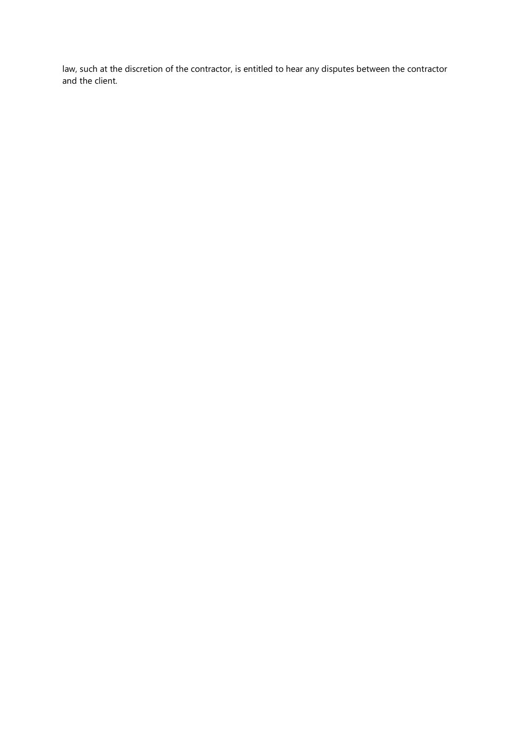law, such at the discretion of the contractor, is entitled to hear any disputes between the contractor and the client.